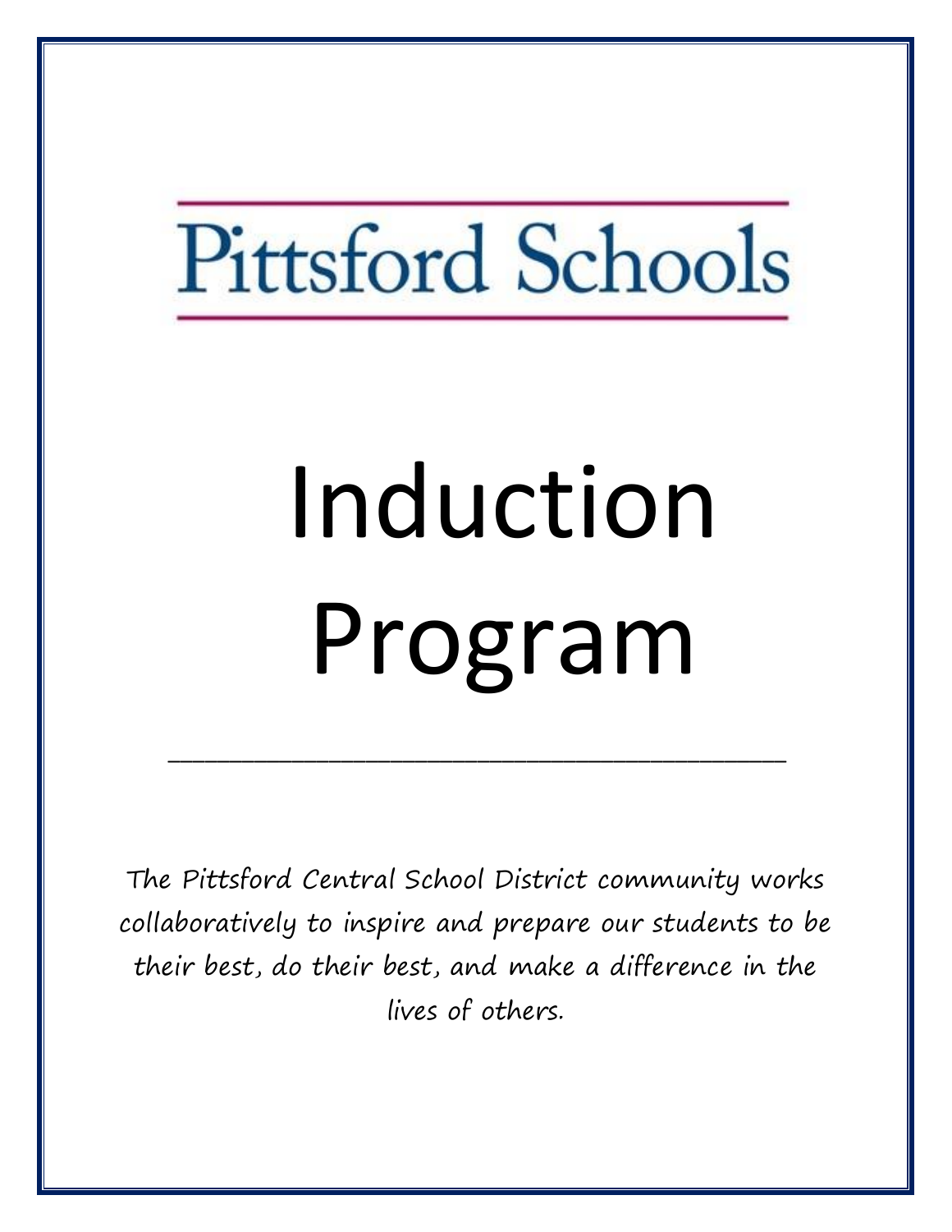Pittsford Schools

# Induction Program

---

*The Pittsford Central School District community works collaboratively to inspire and prepare our students to be their best, do their best, and make a difference in the lives of others.*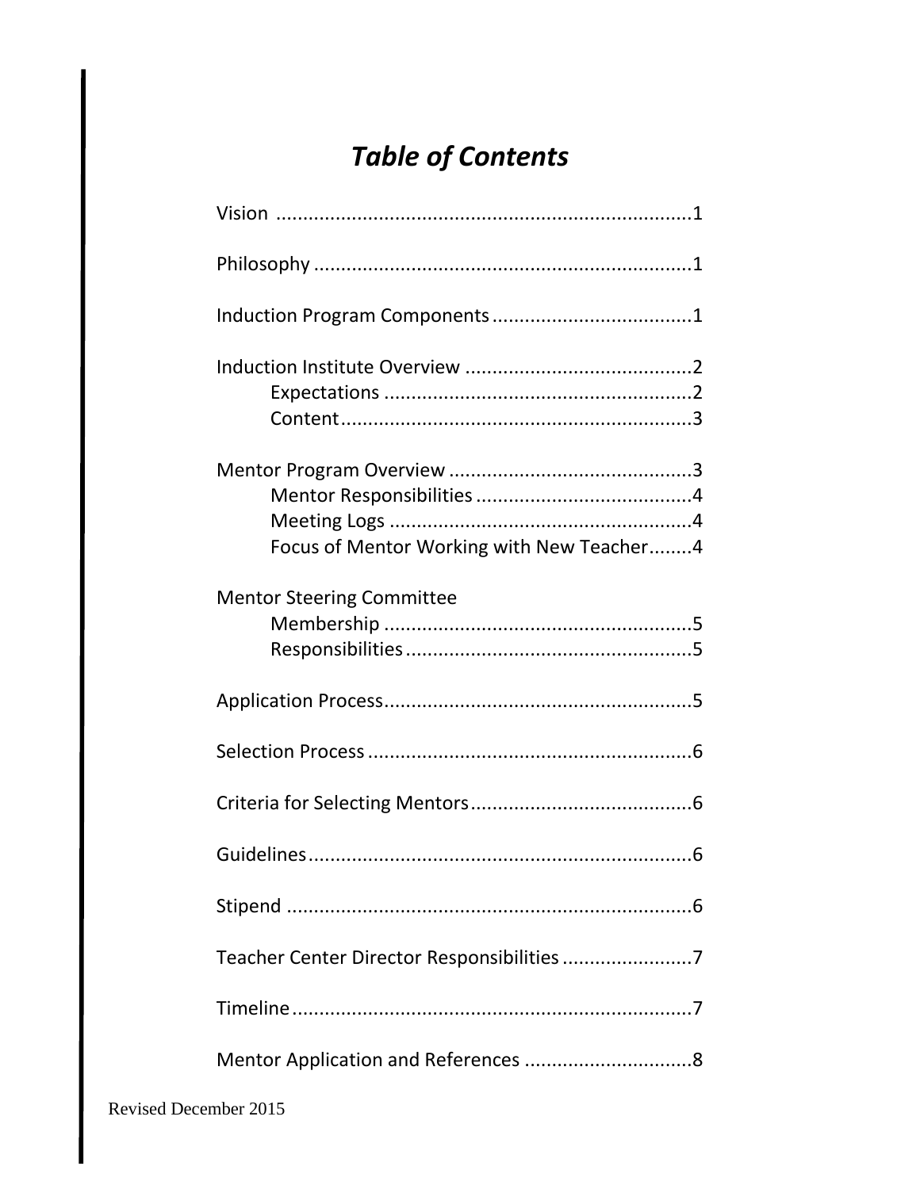# *Table of Contents*

Vision ............................................................................1

Philosophy .....................................................................1

Induction Program Components ....................................1

Induction Institute Overview ..........................................2
- Expectations .........................................................2
- Content.................................................................3

Mentor Program Overview .............................................3
- Mentor Responsibilities ........................................4
- Meeting Logs ........................................................4
- Focus of Mentor Working with New Teacher........4

Mentor Steering Committee
- Membership .........................................................5
- Responsibilities .....................................................5

Application Process.........................................................5

Selection Process ............................................................6

Criteria for Selecting Mentors.........................................6

Guidelines.......................................................................6

Stipend ...........................................................................6

Teacher Center Director Responsibilities ........................7

Timeline..........................................................................7

Mentor Application and References ...............................8

Revised December 2015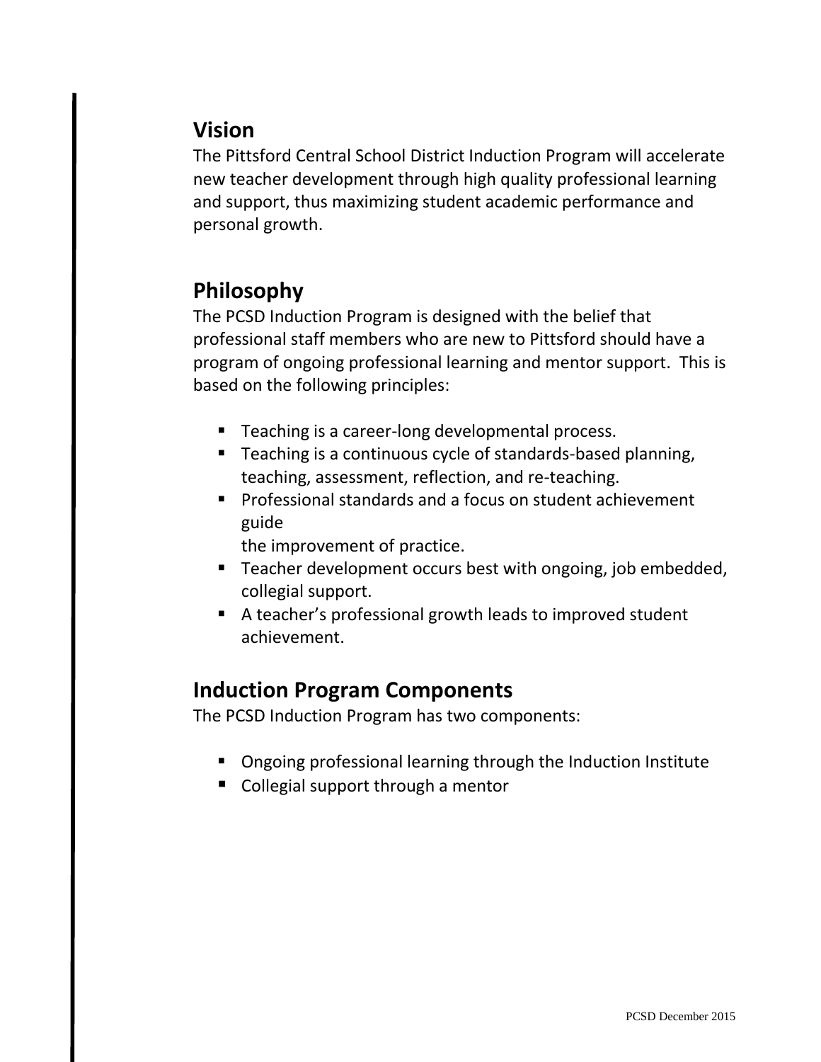## Vision

The Pittsford Central School District Induction Program will accelerate new teacher development through high quality professional learning and support, thus maximizing student academic performance and personal growth.

## Philosophy

The PCSD Induction Program is designed with the belief that professional staff members who are new to Pittsford should have a program of ongoing professional learning and mentor support. This is based on the following principles:

- Teaching is a career-long developmental process.
- Teaching is a continuous cycle of standards-based planning, teaching, assessment, reflection, and re-teaching.
- Professional standards and a focus on student achievement guide the improvement of practice.
- Teacher development occurs best with ongoing, job embedded, collegial support.
- A teacher's professional growth leads to improved student achievement.

## Induction Program Components

The PCSD Induction Program has two components:

- Ongoing professional learning through the Induction Institute
- Collegial support through a mentor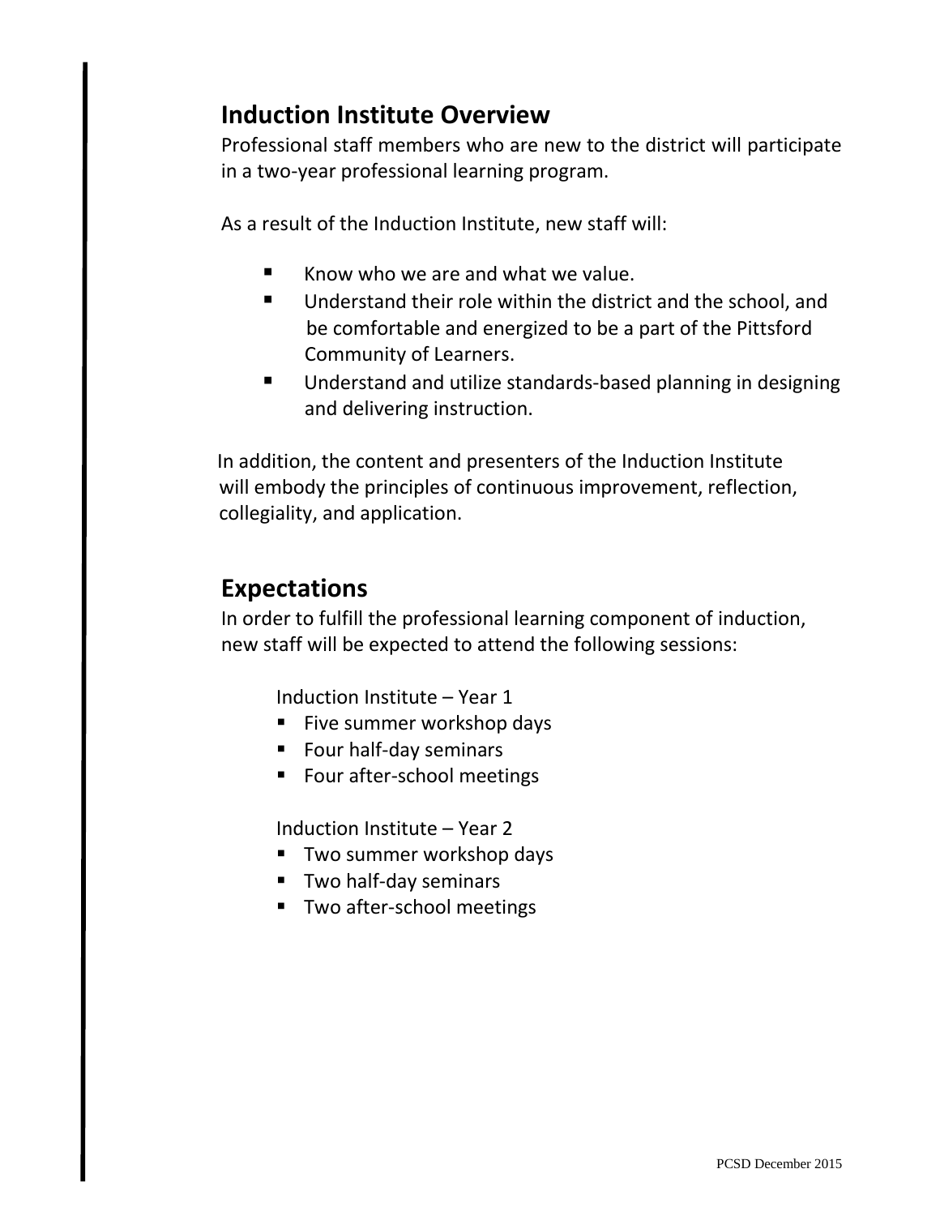## Induction Institute Overview

Professional staff members who are new to the district will participate in a two-year professional learning program.

As a result of the Induction Institute, new staff will:

- Know who we are and what we value.
- Understand their role within the district and the school, and be comfortable and energized to be a part of the Pittsford Community of Learners.
- Understand and utilize standards-based planning in designing and delivering instruction.

In addition, the content and presenters of the Induction Institute will embody the principles of continuous improvement, reflection, collegiality, and application.

## Expectations

In order to fulfill the professional learning component of induction, new staff will be expected to attend the following sessions:

Induction Institute – Year 1

- Five summer workshop days
- Four half-day seminars
- Four after-school meetings

Induction Institute – Year 2

- Two summer workshop days
- Two half-day seminars
- Two after-school meetings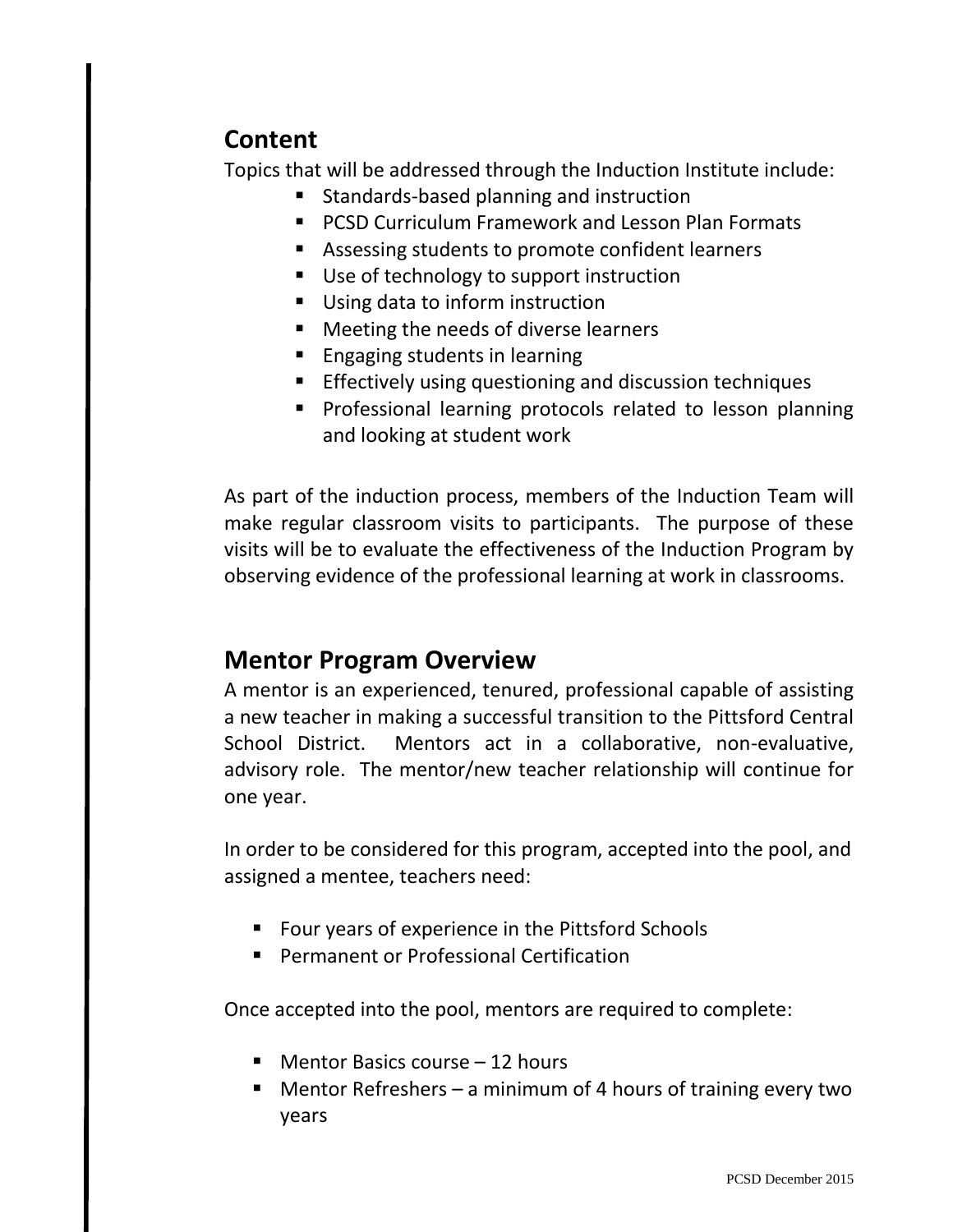## Content

Topics that will be addressed through the Induction Institute include:

- Standards-based planning and instruction
- PCSD Curriculum Framework and Lesson Plan Formats
- Assessing students to promote confident learners
- Use of technology to support instruction
- Using data to inform instruction
- Meeting the needs of diverse learners
- Engaging students in learning
- Effectively using questioning and discussion techniques
- Professional learning protocols related to lesson planning and looking at student work

As part of the induction process, members of the Induction Team will make regular classroom visits to participants. The purpose of these visits will be to evaluate the effectiveness of the Induction Program by observing evidence of the professional learning at work in classrooms.

## Mentor Program Overview

A mentor is an experienced, tenured, professional capable of assisting a new teacher in making a successful transition to the Pittsford Central School District. Mentors act in a collaborative, non-evaluative, advisory role. The mentor/new teacher relationship will continue for one year.

In order to be considered for this program, accepted into the pool, and assigned a mentee, teachers need:

- Four years of experience in the Pittsford Schools
- Permanent or Professional Certification

Once accepted into the pool, mentors are required to complete:

- Mentor Basics course – 12 hours
- Mentor Refreshers – a minimum of 4 hours of training every two years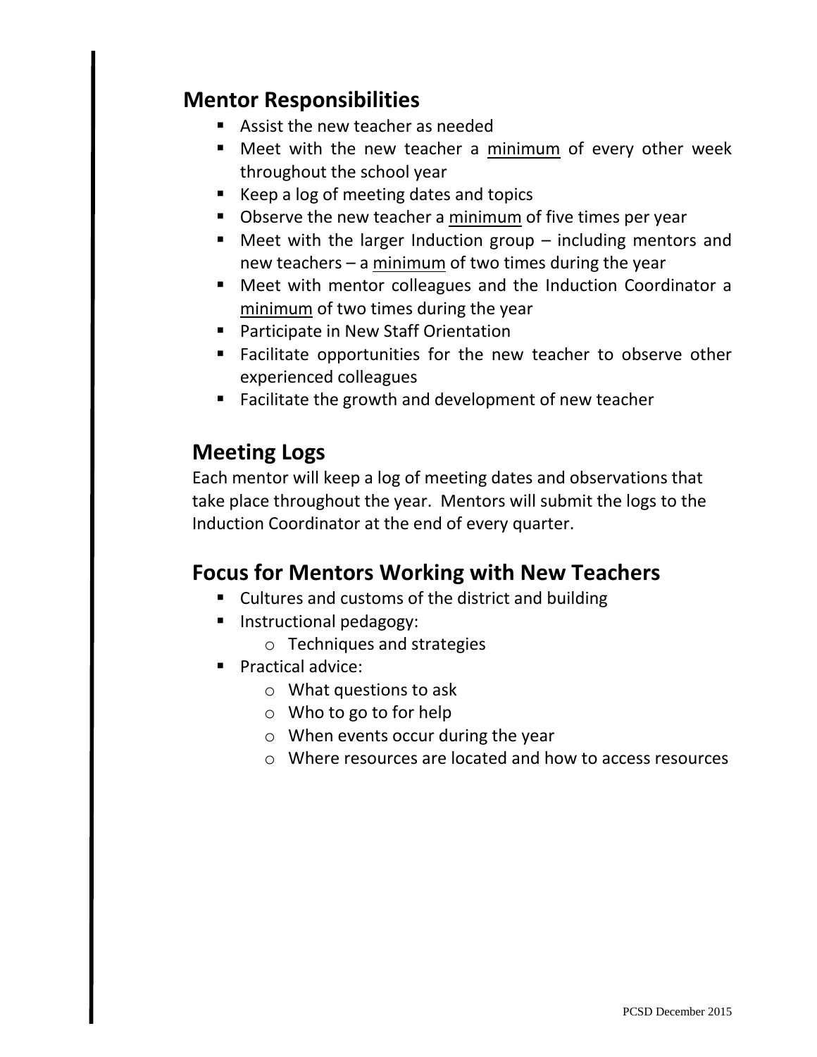## Mentor Responsibilities

- Assist the new teacher as needed
- Meet with the new teacher a <u>minimum</u> of every other week throughout the school year
- Keep a log of meeting dates and topics
- Observe the new teacher a <u>minimum</u> of five times per year
- Meet with the larger Induction group – including mentors and new teachers – a <u>minimum</u> of two times during the year
- Meet with mentor colleagues and the Induction Coordinator a <u>minimum</u> of two times during the year
- Participate in New Staff Orientation
- Facilitate opportunities for the new teacher to observe other experienced colleagues
- Facilitate the growth and development of new teacher

## Meeting Logs

Each mentor will keep a log of meeting dates and observations that take place throughout the year. Mentors will submit the logs to the Induction Coordinator at the end of every quarter.

## Focus for Mentors Working with New Teachers

- Cultures and customs of the district and building
- Instructional pedagogy:
  - Techniques and strategies
- Practical advice:
  - What questions to ask
  - Who to go to for help
  - When events occur during the year
  - Where resources are located and how to access resources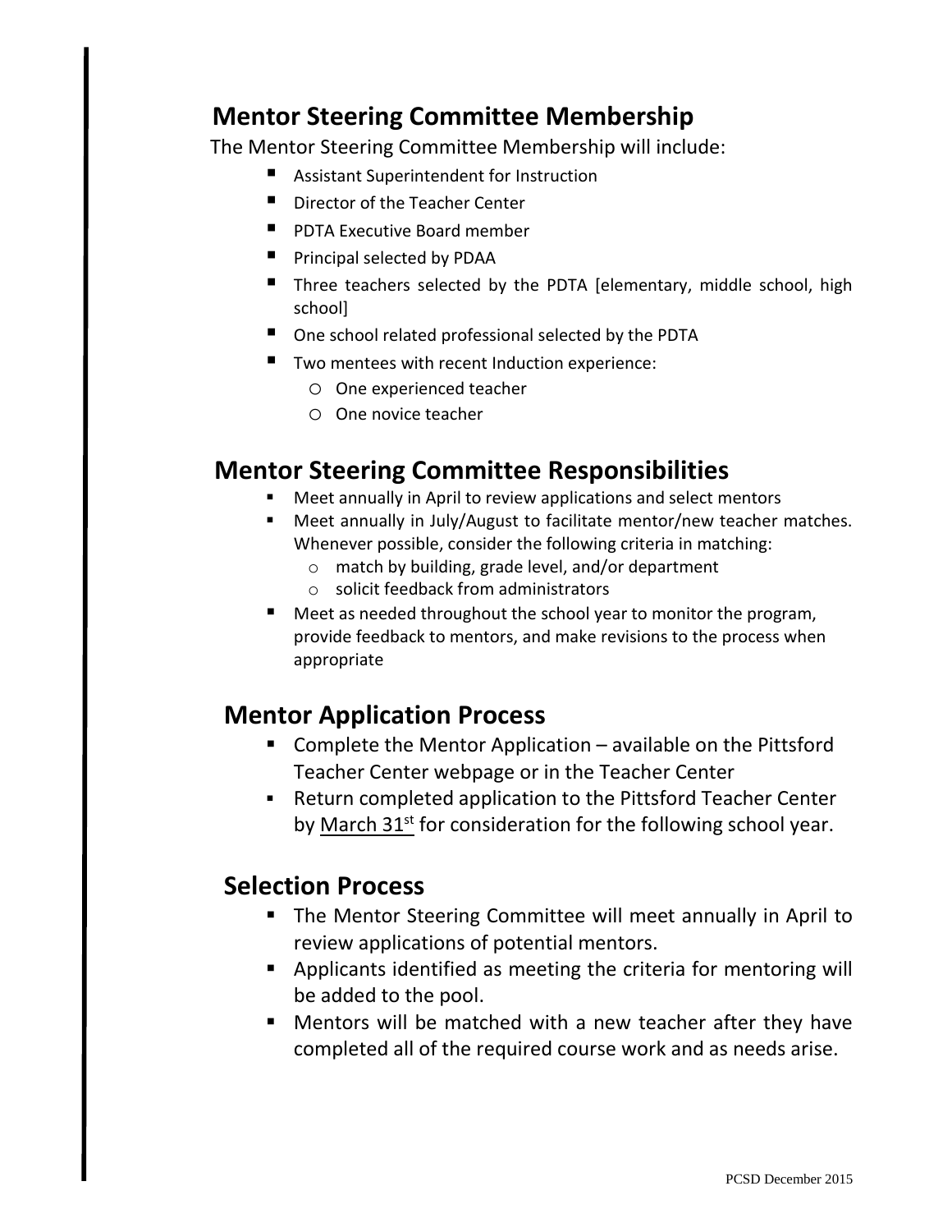## Mentor Steering Committee Membership

The Mentor Steering Committee Membership will include:

- Assistant Superintendent for Instruction
- Director of the Teacher Center
- PDTA Executive Board member
- Principal selected by PDAA
- Three teachers selected by the PDTA [elementary, middle school, high school]
- One school related professional selected by the PDTA
- Two mentees with recent Induction experience:
  - One experienced teacher
  - One novice teacher

## Mentor Steering Committee Responsibilities

- Meet annually in April to review applications and select mentors
- Meet annually in July/August to facilitate mentor/new teacher matches. Whenever possible, consider the following criteria in matching:
  - match by building, grade level, and/or department
  - solicit feedback from administrators
- Meet as needed throughout the school year to monitor the program, provide feedback to mentors, and make revisions to the process when appropriate

## Mentor Application Process

- Complete the Mentor Application – available on the Pittsford Teacher Center webpage or in the Teacher Center
- Return completed application to the Pittsford Teacher Center by March 31st for consideration for the following school year.

## Selection Process

- The Mentor Steering Committee will meet annually in April to review applications of potential mentors.
- Applicants identified as meeting the criteria for mentoring will be added to the pool.
- Mentors will be matched with a new teacher after they have completed all of the required course work and as needs arise.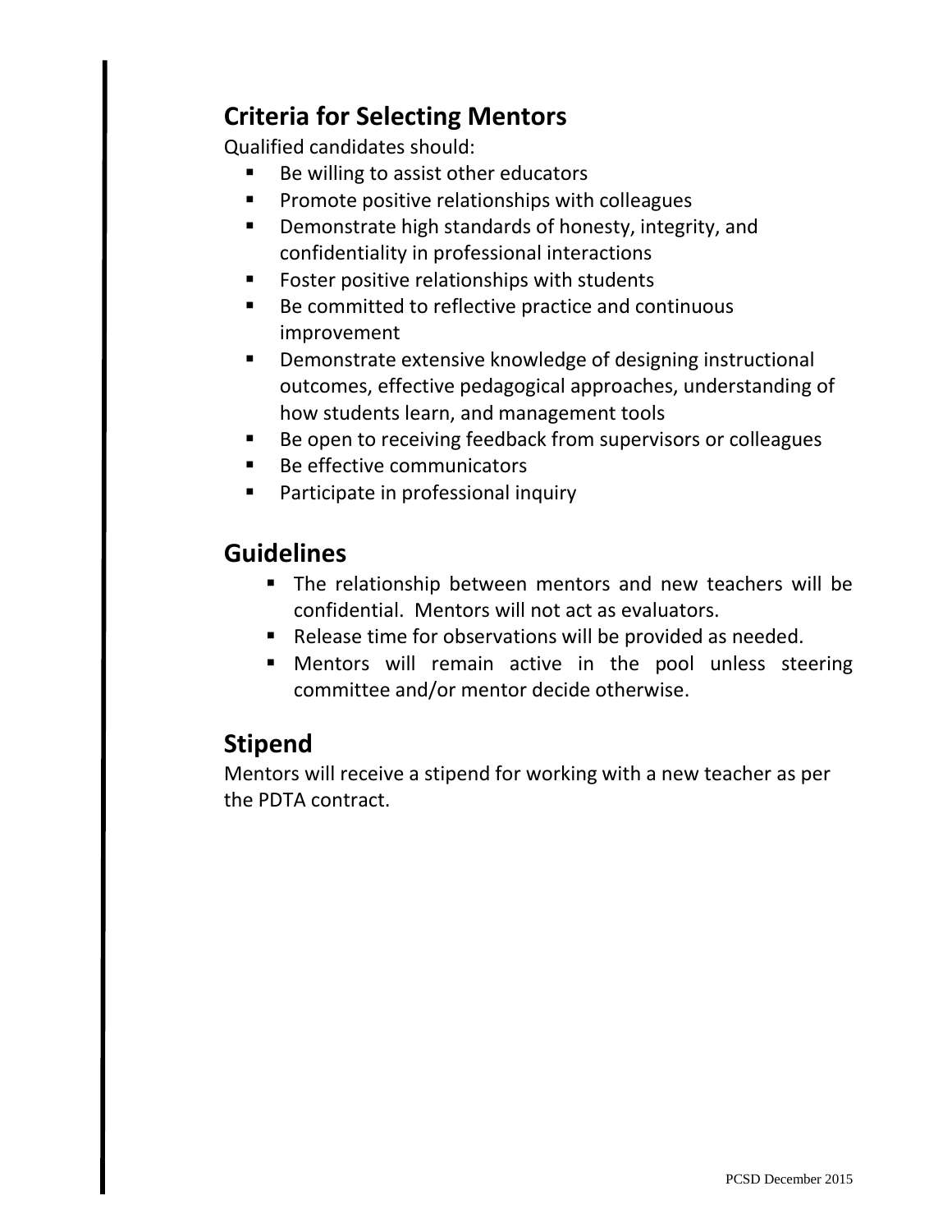## Criteria for Selecting Mentors

Qualified candidates should:

- Be willing to assist other educators
- Promote positive relationships with colleagues
- Demonstrate high standards of honesty, integrity, and confidentiality in professional interactions
- Foster positive relationships with students
- Be committed to reflective practice and continuous improvement
- Demonstrate extensive knowledge of designing instructional outcomes, effective pedagogical approaches, understanding of how students learn, and management tools
- Be open to receiving feedback from supervisors or colleagues
- Be effective communicators
- Participate in professional inquiry

## Guidelines

- The relationship between mentors and new teachers will be confidential. Mentors will not act as evaluators.
- Release time for observations will be provided as needed.
- Mentors will remain active in the pool unless steering committee and/or mentor decide otherwise.

## Stipend

Mentors will receive a stipend for working with a new teacher as per the PDTA contract.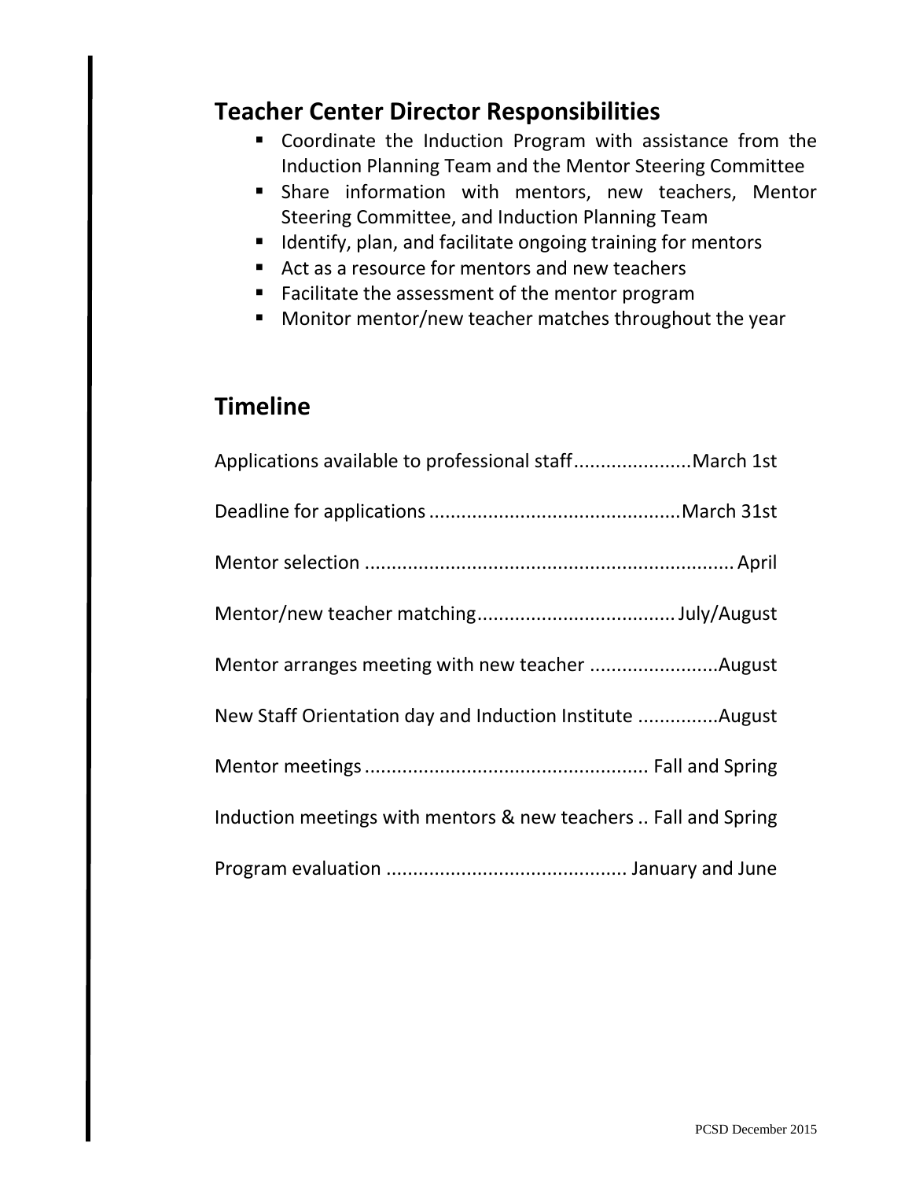## Teacher Center Director Responsibilities

- Coordinate the Induction Program with assistance from the Induction Planning Team and the Mentor Steering Committee
- Share information with mentors, new teachers, Mentor Steering Committee, and Induction Planning Team
- Identify, plan, and facilitate ongoing training for mentors
- Act as a resource for mentors and new teachers
- Facilitate the assessment of the mentor program
- Monitor mentor/new teacher matches throughout the year

## Timeline

Applications available to professional staff......................March 1st

Deadline for applications ..............................................March 31st

Mentor selection .................................................................... April

Mentor/new teacher matching..................................... July/August

Mentor arranges meeting with new teacher ........................August

New Staff Orientation day and Induction Institute ...............August

Mentor meetings ..................................................... Fall and Spring

Induction meetings with mentors & new teachers .. Fall and Spring

Program evaluation ............................................. January and June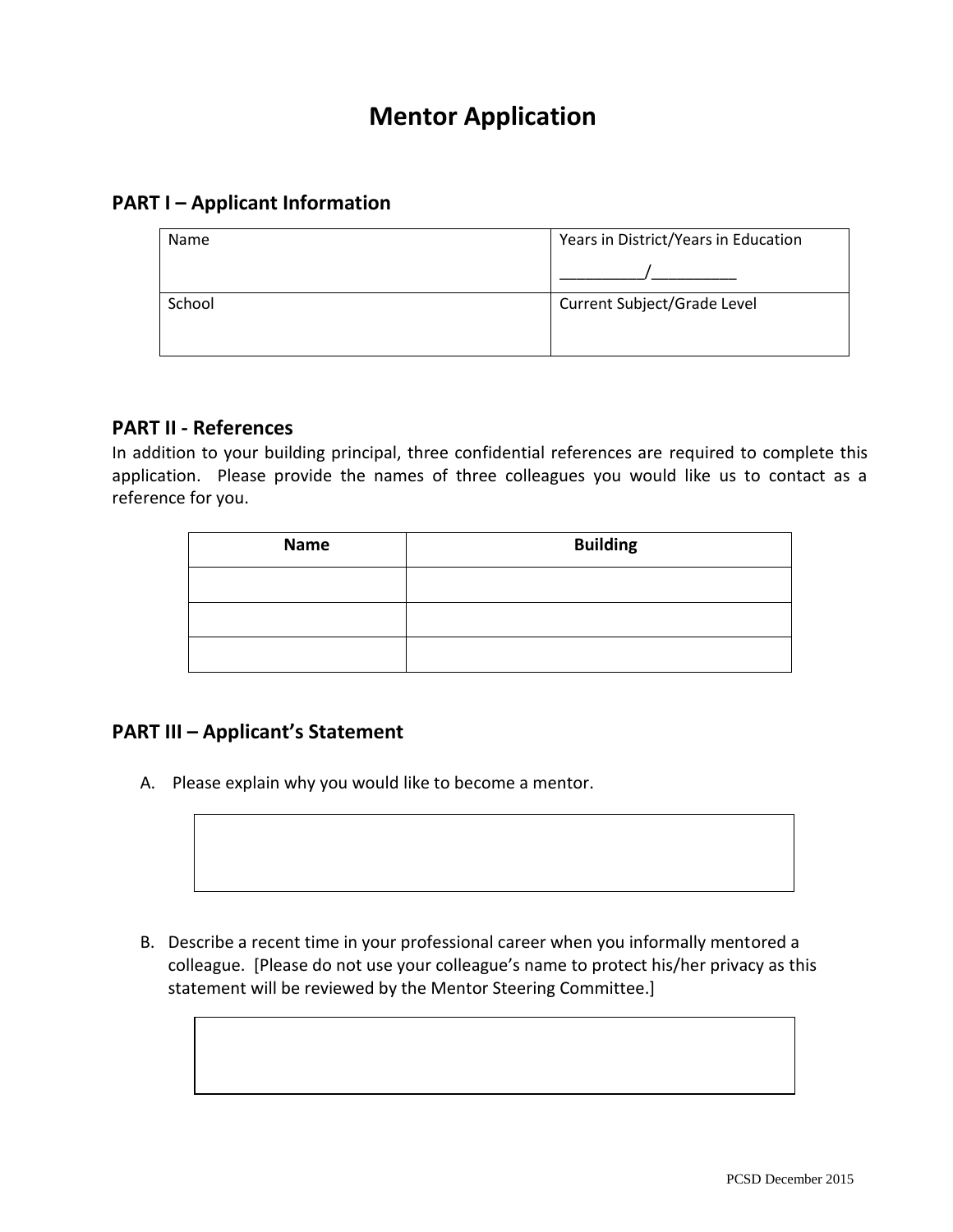# Mentor Application

## PART I – Applicant Information

| Name | Years in District/Years in Education<br>__________/__________ |
|---|---|
| School | Current Subject/Grade Level |

## PART II - References

In addition to your building principal, three confidential references are required to complete this application. Please provide the names of three colleagues you would like us to contact as a reference for you.

| Name | Building |
|---|---|
| | |
| | |
| | |

## PART III – Applicant's Statement

A. Please explain why you would like to become a mentor.

B. Describe a recent time in your professional career when you informally mentored a colleague. [Please do not use your colleague's name to protect his/her privacy as this statement will be reviewed by the Mentor Steering Committee.]

PCSD December 2015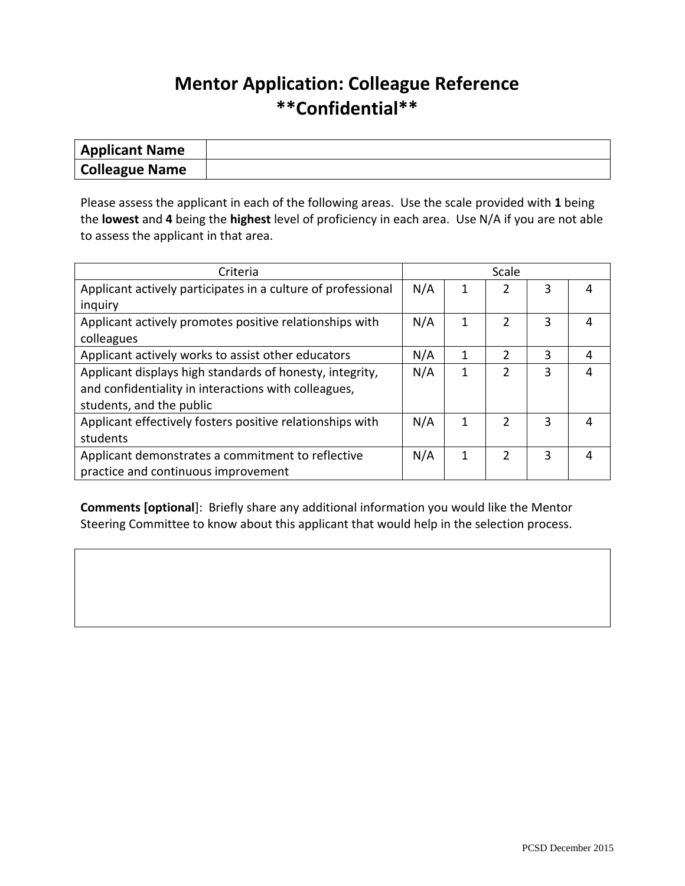# Mentor Application: Colleague Reference
# **Confidential**

| **Applicant Name** | |
|---|---|
| **Colleague Name** | |

Please assess the applicant in each of the following areas. Use the scale provided with **1** being the **lowest** and **4** being the **highest** level of proficiency in each area. Use N/A if you are not able to assess the applicant in that area.

| Criteria | Scale | | | | |
|---|---|---|---|---|---|
| Applicant actively participates in a culture of professional inquiry | N/A | 1 | 2 | 3 | 4 |
| Applicant actively promotes positive relationships with colleagues | N/A | 1 | 2 | 3 | 4 |
| Applicant actively works to assist other educators | N/A | 1 | 2 | 3 | 4 |
| Applicant displays high standards of honesty, integrity, and confidentiality in interactions with colleagues, students, and the public | N/A | 1 | 2 | 3 | 4 |
| Applicant effectively fosters positive relationships with students | N/A | 1 | 2 | 3 | 4 |
| Applicant demonstrates a commitment to reflective practice and continuous improvement | N/A | 1 | 2 | 3 | 4 |

**Comments [optional]**: Briefly share any additional information you would like the Mentor Steering Committee to know about this applicant that would help in the selection process.

| |
|---|
| |

PCSD December 2015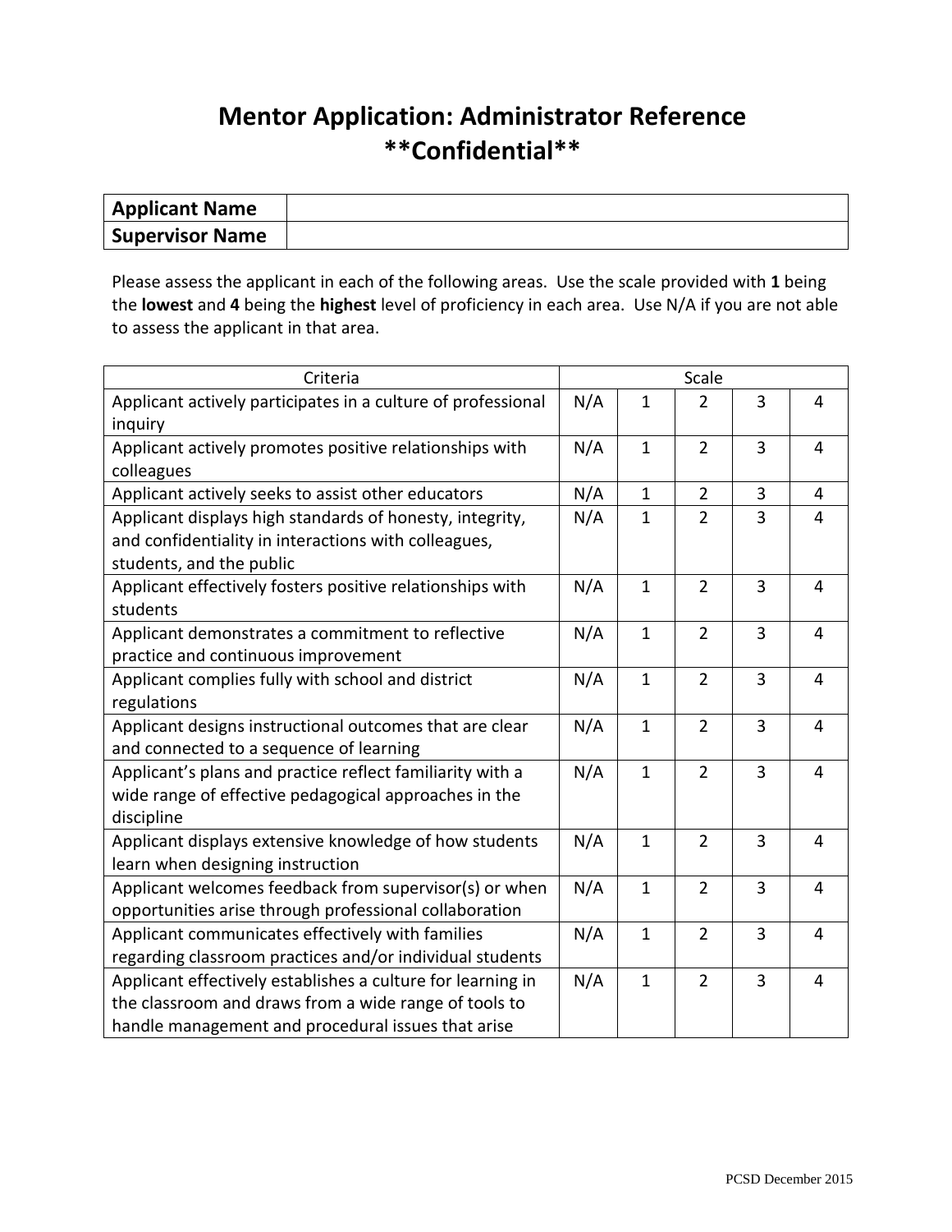# Mentor Application: Administrator Reference
# **Confidential**

| **Applicant Name** | |
|---|---|
| **Supervisor Name** | |

Please assess the applicant in each of the following areas. Use the scale provided with **1** being the **lowest** and **4** being the **highest** level of proficiency in each area. Use N/A if you are not able to assess the applicant in that area.

| Criteria | Scale | | | | |
|---|---|---|---|---|---|
| Applicant actively participates in a culture of professional inquiry | N/A | 1 | 2 | 3 | 4 |
| Applicant actively promotes positive relationships with colleagues | N/A | 1 | 2 | 3 | 4 |
| Applicant actively seeks to assist other educators | N/A | 1 | 2 | 3 | 4 |
| Applicant displays high standards of honesty, integrity, and confidentiality in interactions with colleagues, students, and the public | N/A | 1 | 2 | 3 | 4 |
| Applicant effectively fosters positive relationships with students | N/A | 1 | 2 | 3 | 4 |
| Applicant demonstrates a commitment to reflective practice and continuous improvement | N/A | 1 | 2 | 3 | 4 |
| Applicant complies fully with school and district regulations | N/A | 1 | 2 | 3 | 4 |
| Applicant designs instructional outcomes that are clear and connected to a sequence of learning | N/A | 1 | 2 | 3 | 4 |
| Applicant's plans and practice reflect familiarity with a wide range of effective pedagogical approaches in the discipline | N/A | 1 | 2 | 3 | 4 |
| Applicant displays extensive knowledge of how students learn when designing instruction | N/A | 1 | 2 | 3 | 4 |
| Applicant welcomes feedback from supervisor(s) or when opportunities arise through professional collaboration | N/A | 1 | 2 | 3 | 4 |
| Applicant communicates effectively with families regarding classroom practices and/or individual students | N/A | 1 | 2 | 3 | 4 |
| Applicant effectively establishes a culture for learning in the classroom and draws from a wide range of tools to handle management and procedural issues that arise | N/A | 1 | 2 | 3 | 4 |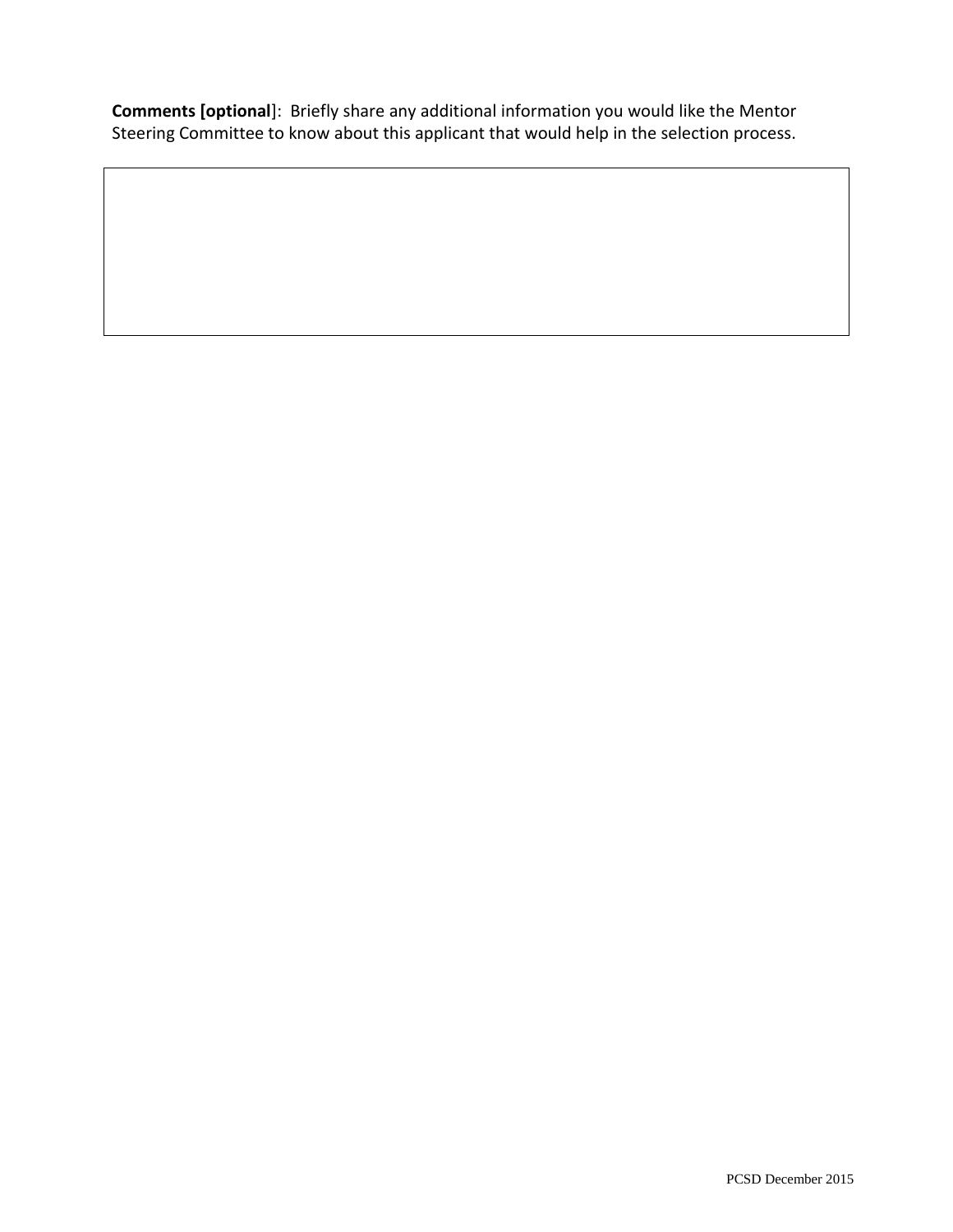**Comments [optional**]: Briefly share any additional information you would like the Mentor Steering Committee to know about this applicant that would help in the selection process.

| |
|---|
| |

PCSD December 2015